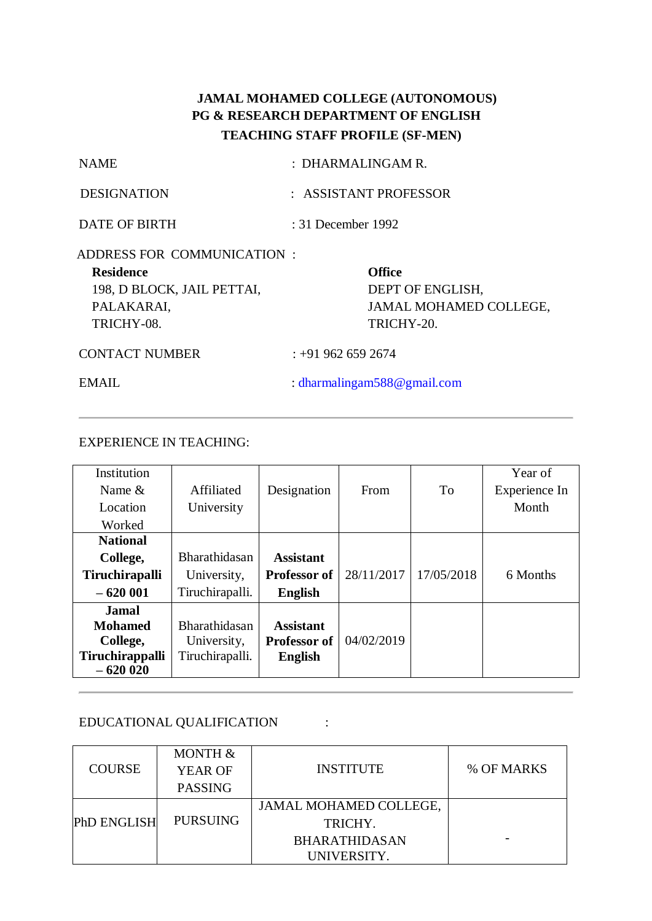**JAMAL MOHAMED COLLEGE (AUTONOMOUS)**
**PG & RESEARCH DEPARTMENT OF ENGLISH**
**TEACHING STAFF PROFILE (SF-MEN)**

NAME : DHARMALINGAM R.

DESIGNATION : ASSISTANT PROFESSOR

DATE OF BIRTH : 31 December 1992

ADDRESS FOR COMMUNICATION :

**Residence**
198, D BLOCK, JAIL PETTAI,
PALAKARAI,
TRICHY-08.

**Office**
DEPT OF ENGLISH,
JAMAL MOHAMED COLLEGE,
TRICHY-20.

CONTACT NUMBER : +91 962 659 2674

EMAIL : dharmalingam588@gmail.com

---

EXPERIENCE IN TEACHING:

| Institution Name & Location Worked | Affiliated University | Designation | From | To | Year of Experience In Month |
|---|---|---|---|---|---|
| **National College, Tiruchirapalli – 620 001** | Bharathidasan University, Tiruchirapalli. | **Assistant Professor of English** | 28/11/2017 | 17/05/2018 | 6 Months |
| **Jamal Mohamed College, Tiruchirappalli – 620 020** | Bharathidasan University, Tiruchirapalli. | **Assistant Professor of English** | 04/02/2019 | | |

---

EDUCATIONAL QUALIFICATION :

| COURSE | MONTH & YEAR OF PASSING | INSTITUTE | % OF MARKS |
|---|---|---|---|
| PhD ENGLISH | PURSUING | JAMAL MOHAMED COLLEGE, TRICHY. BHARATHIDASAN UNIVERSITY. | - |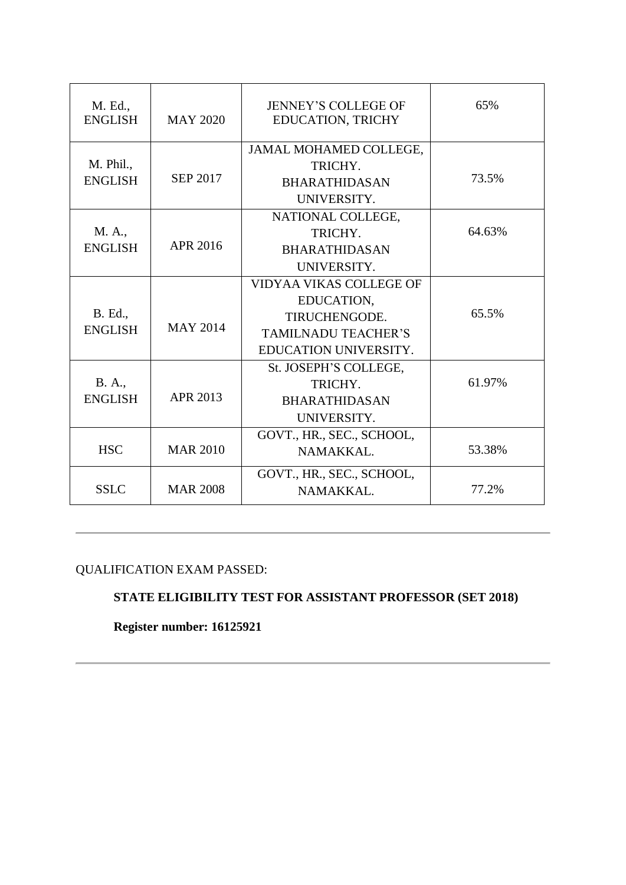| | | | |
|---|---|---|---|
| M. Ed., ENGLISH | MAY 2020 | JENNEY'S COLLEGE OF EDUCATION, TRICHY | 65% |
| M. Phil., ENGLISH | SEP 2017 | JAMAL MOHAMED COLLEGE, TRICHY. BHARATHIDASAN UNIVERSITY. | 73.5% |
| M. A., ENGLISH | APR 2016 | NATIONAL COLLEGE, TRICHY. BHARATHIDASAN UNIVERSITY. | 64.63% |
| B. Ed., ENGLISH | MAY 2014 | VIDYAA VIKAS COLLEGE OF EDUCATION, TIRUCHENGODE. TAMILNADU TEACHER'S EDUCATION UNIVERSITY. | 65.5% |
| B. A., ENGLISH | APR 2013 | St. JOSEPH'S COLLEGE, TRICHY. BHARATHIDASAN UNIVERSITY. | 61.97% |
| HSC | MAR 2010 | GOVT., HR., SEC., SCHOOL, NAMAKKAL. | 53.38% |
| SSLC | MAR 2008 | GOVT., HR., SEC., SCHOOL, NAMAKKAL. | 77.2% |

---

QUALIFICATION EXAM PASSED:

**STATE ELIGIBILITY TEST FOR ASSISTANT PROFESSOR (SET 2018)**

**Register number: 16125921**

---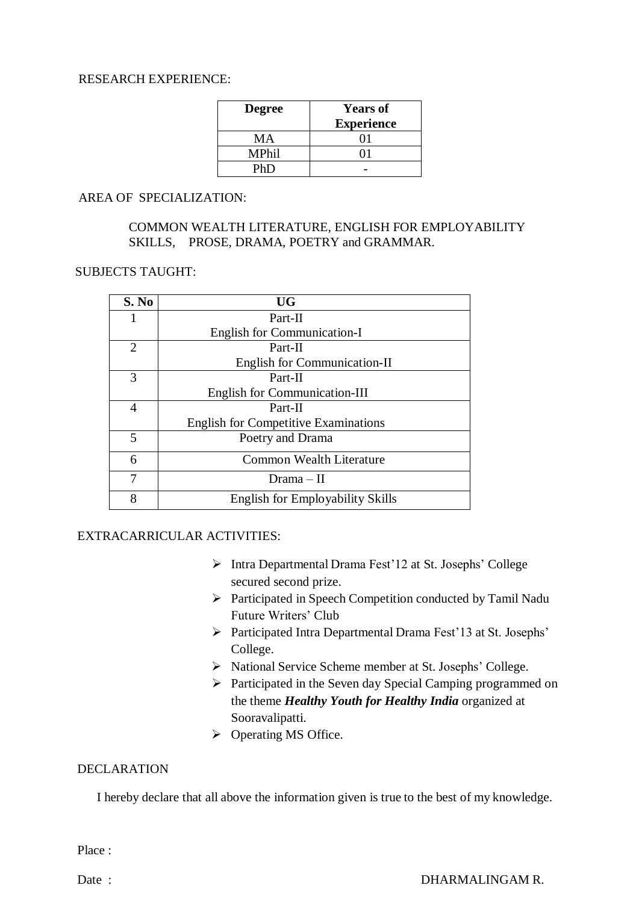RESEARCH EXPERIENCE:

| Degree | Years of Experience |
|---|---|
| MA | 01 |
| MPhil | 01 |
| PhD | - |

AREA OF SPECIALIZATION:

COMMON WEALTH LITERATURE, ENGLISH FOR EMPLOYABILITY SKILLS, PROSE, DRAMA, POETRY and GRAMMAR.

SUBJECTS TAUGHT:

| S. No | UG |
|---|---|
| 1 | Part-II<br>English for Communication-I |
| 2 | Part-II<br>English for Communication-II |
| 3 | Part-II<br>English for Communication-III |
| 4 | Part-II<br>English for Competitive Examinations |
| 5 | Poetry and Drama |
| 6 | Common Wealth Literature |
| 7 | Drama – II |
| 8 | English for Employability Skills |

EXTRACARRICULAR ACTIVITIES:

- Intra Departmental Drama Fest'12 at St. Josephs' College secured second prize.
- Participated in Speech Competition conducted by Tamil Nadu Future Writers' Club
- Participated Intra Departmental Drama Fest'13 at St. Josephs' College.
- National Service Scheme member at St. Josephs' College.
- Participated in the Seven day Special Camping programmed on the theme ***Healthy Youth for Healthy India*** organized at Sooravalipatti.
- Operating MS Office.

DECLARATION

I hereby declare that all above the information given is true to the best of my knowledge.

Place :

Date : DHARMALINGAM R.